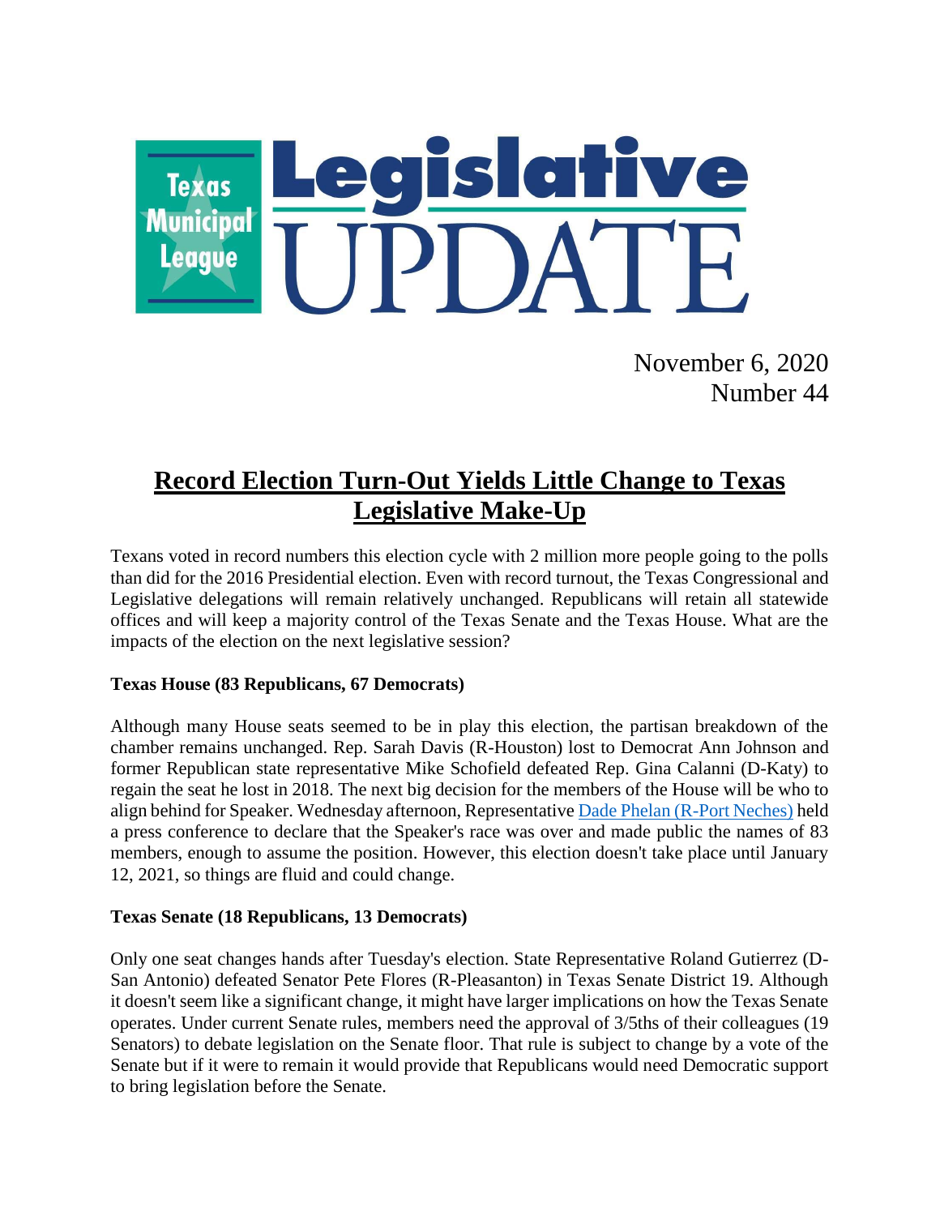# Texas Municipal League Legislative UPDATE

November 6, 2020
Number 44

## Record Election Turn-Out Yields Little Change to Texas Legislative Make-Up

Texans voted in record numbers this election cycle with 2 million more people going to the polls than did for the 2016 Presidential election. Even with record turnout, the Texas Congressional and Legislative delegations will remain relatively unchanged. Republicans will retain all statewide offices and will keep a majority control of the Texas Senate and the Texas House. What are the impacts of the election on the next legislative session?

**Texas House (83 Republicans, 67 Democrats)**

Although many House seats seemed to be in play this election, the partisan breakdown of the chamber remains unchanged. Rep. Sarah Davis (R-Houston) lost to Democrat Ann Johnson and former Republican state representative Mike Schofield defeated Rep. Gina Calanni (D-Katy) to regain the seat he lost in 2018. The next big decision for the members of the House will be who to align behind for Speaker. Wednesday afternoon, Representative Dade Phelan (R-Port Neches) held a press conference to declare that the Speaker's race was over and made public the names of 83 members, enough to assume the position. However, this election doesn't take place until January 12, 2021, so things are fluid and could change.

**Texas Senate (18 Republicans, 13 Democrats)**

Only one seat changes hands after Tuesday's election. State Representative Roland Gutierrez (D-San Antonio) defeated Senator Pete Flores (R-Pleasanton) in Texas Senate District 19. Although it doesn't seem like a significant change, it might have larger implications on how the Texas Senate operates. Under current Senate rules, members need the approval of 3/5ths of their colleagues (19 Senators) to debate legislation on the Senate floor. That rule is subject to change by a vote of the Senate but if it were to remain it would provide that Republicans would need Democratic support to bring legislation before the Senate.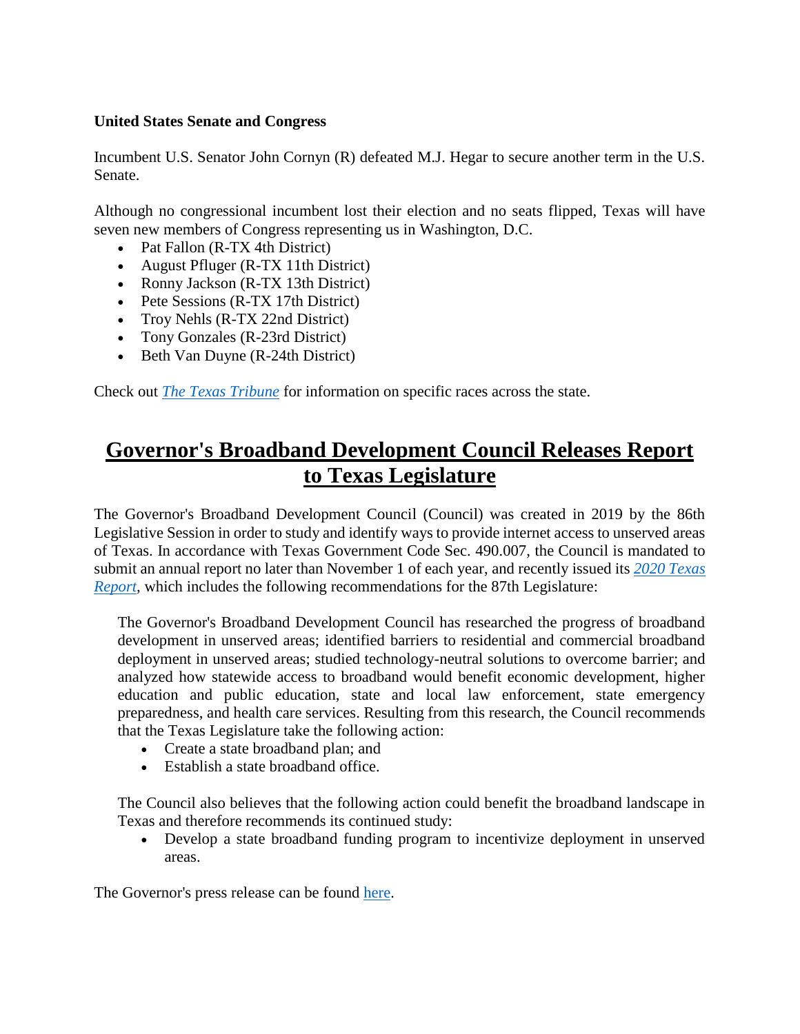**United States Senate and Congress**

Incumbent U.S. Senator John Cornyn (R) defeated M.J. Hegar to secure another term in the U.S. Senate.

Although no congressional incumbent lost their election and no seats flipped, Texas will have seven new members of Congress representing us in Washington, D.C.

- Pat Fallon (R-TX 4th District)
- August Pfluger (R-TX 11th District)
- Ronny Jackson (R-TX 13th District)
- Pete Sessions (R-TX 17th District)
- Troy Nehls (R-TX 22nd District)
- Tony Gonzales (R-23rd District)
- Beth Van Duyne (R-24th District)

Check out *The Texas Tribune* for information on specific races across the state.

## Governor's Broadband Development Council Releases Report to Texas Legislature

The Governor's Broadband Development Council (Council) was created in 2019 by the 86th Legislative Session in order to study and identify ways to provide internet access to unserved areas of Texas. In accordance with Texas Government Code Sec. 490.007, the Council is mandated to submit an annual report no later than November 1 of each year, and recently issued its *2020 Texas Report*, which includes the following recommendations for the 87th Legislature:

> The Governor's Broadband Development Council has researched the progress of broadband development in unserved areas; identified barriers to residential and commercial broadband deployment in unserved areas; studied technology-neutral solutions to overcome barrier; and analyzed how statewide access to broadband would benefit economic development, higher education and public education, state and local law enforcement, state emergency preparedness, and health care services. Resulting from this research, the Council recommends that the Texas Legislature take the following action:
>
> - Create a state broadband plan; and
> - Establish a state broadband office.
>
> The Council also believes that the following action could benefit the broadband landscape in Texas and therefore recommends its continued study:
>
> - Develop a state broadband funding program to incentivize deployment in unserved areas.

The Governor's press release can be found here.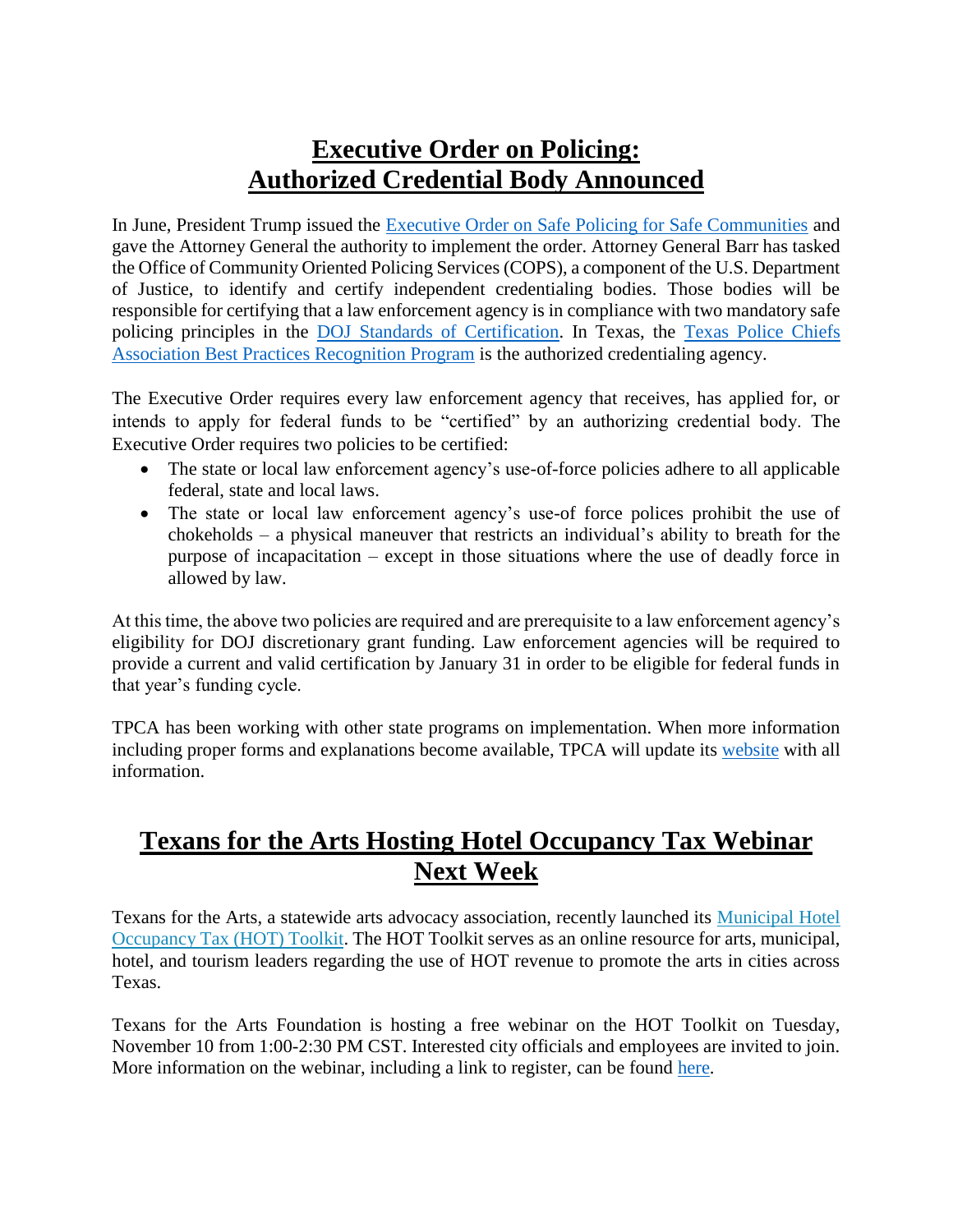# Executive Order on Policing: Authorized Credential Body Announced

In June, President Trump issued the Executive Order on Safe Policing for Safe Communities and gave the Attorney General the authority to implement the order. Attorney General Barr has tasked the Office of Community Oriented Policing Services (COPS), a component of the U.S. Department of Justice, to identify and certify independent credentialing bodies. Those bodies will be responsible for certifying that a law enforcement agency is in compliance with two mandatory safe policing principles in the DOJ Standards of Certification. In Texas, the Texas Police Chiefs Association Best Practices Recognition Program is the authorized credentialing agency.

The Executive Order requires every law enforcement agency that receives, has applied for, or intends to apply for federal funds to be "certified" by an authorizing credential body. The Executive Order requires two policies to be certified:

- The state or local law enforcement agency's use-of-force policies adhere to all applicable federal, state and local laws.
- The state or local law enforcement agency's use-of force polices prohibit the use of chokeholds – a physical maneuver that restricts an individual's ability to breath for the purpose of incapacitation – except in those situations where the use of deadly force in allowed by law.

At this time, the above two policies are required and are prerequisite to a law enforcement agency's eligibility for DOJ discretionary grant funding. Law enforcement agencies will be required to provide a current and valid certification by January 31 in order to be eligible for federal funds in that year's funding cycle.

TPCA has been working with other state programs on implementation. When more information including proper forms and explanations become available, TPCA will update its website with all information.

# Texans for the Arts Hosting Hotel Occupancy Tax Webinar Next Week

Texans for the Arts, a statewide arts advocacy association, recently launched its Municipal Hotel Occupancy Tax (HOT) Toolkit. The HOT Toolkit serves as an online resource for arts, municipal, hotel, and tourism leaders regarding the use of HOT revenue to promote the arts in cities across Texas.

Texans for the Arts Foundation is hosting a free webinar on the HOT Toolkit on Tuesday, November 10 from 1:00-2:30 PM CST. Interested city officials and employees are invited to join. More information on the webinar, including a link to register, can be found here.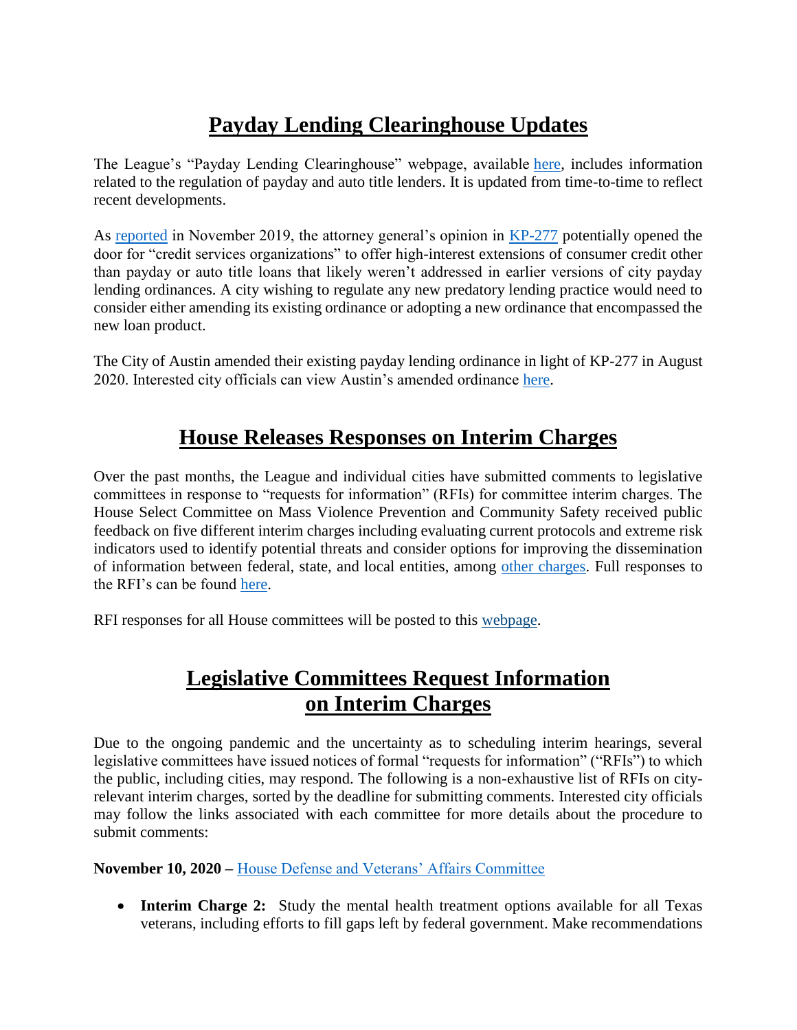## Payday Lending Clearinghouse Updates

The League's "Payday Lending Clearinghouse" webpage, available here, includes information related to the regulation of payday and auto title lenders. It is updated from time-to-time to reflect recent developments.

As reported in November 2019, the attorney general's opinion in KP-277 potentially opened the door for "credit services organizations" to offer high-interest extensions of consumer credit other than payday or auto title loans that likely weren't addressed in earlier versions of city payday lending ordinances. A city wishing to regulate any new predatory lending practice would need to consider either amending its existing ordinance or adopting a new ordinance that encompassed the new loan product.

The City of Austin amended their existing payday lending ordinance in light of KP-277 in August 2020. Interested city officials can view Austin's amended ordinance here.

## House Releases Responses on Interim Charges

Over the past months, the League and individual cities have submitted comments to legislative committees in response to "requests for information" (RFIs) for committee interim charges. The House Select Committee on Mass Violence Prevention and Community Safety received public feedback on five different interim charges including evaluating current protocols and extreme risk indicators used to identify potential threats and consider options for improving the dissemination of information between federal, state, and local entities, among other charges. Full responses to the RFI's can be found here.

RFI responses for all House committees will be posted to this webpage.

## Legislative Committees Request Information on Interim Charges

Due to the ongoing pandemic and the uncertainty as to scheduling interim hearings, several legislative committees have issued notices of formal "requests for information" ("RFIs") to which the public, including cities, may respond. The following is a non-exhaustive list of RFIs on city-relevant interim charges, sorted by the deadline for submitting comments. Interested city officials may follow the links associated with each committee for more details about the procedure to submit comments:

**November 10, 2020 –** House Defense and Veterans' Affairs Committee

- **Interim Charge 2:** Study the mental health treatment options available for all Texas veterans, including efforts to fill gaps left by federal government. Make recommendations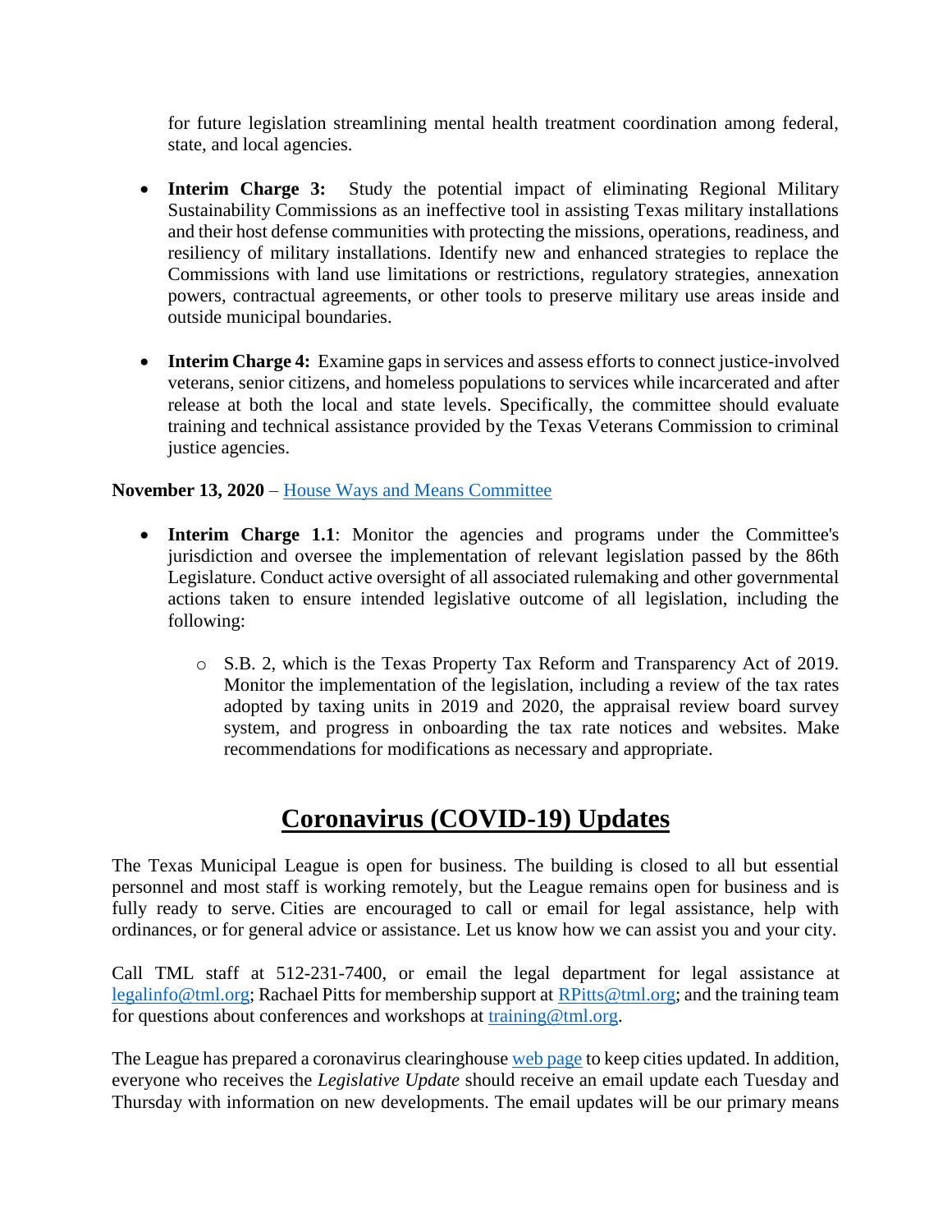for future legislation streamlining mental health treatment coordination among federal, state, and local agencies.

- **Interim Charge 3:** Study the potential impact of eliminating Regional Military Sustainability Commissions as an ineffective tool in assisting Texas military installations and their host defense communities with protecting the missions, operations, readiness, and resiliency of military installations. Identify new and enhanced strategies to replace the Commissions with land use limitations or restrictions, regulatory strategies, annexation powers, contractual agreements, or other tools to preserve military use areas inside and outside municipal boundaries.

- **Interim Charge 4:** Examine gaps in services and assess efforts to connect justice-involved veterans, senior citizens, and homeless populations to services while incarcerated and after release at both the local and state levels. Specifically, the committee should evaluate training and technical assistance provided by the Texas Veterans Commission to criminal justice agencies.

**November 13, 2020** – House Ways and Means Committee

- **Interim Charge 1.1**: Monitor the agencies and programs under the Committee's jurisdiction and oversee the implementation of relevant legislation passed by the 86th Legislature. Conduct active oversight of all associated rulemaking and other governmental actions taken to ensure intended legislative outcome of all legislation, including the following:

    - S.B. 2, which is the Texas Property Tax Reform and Transparency Act of 2019. Monitor the implementation of the legislation, including a review of the tax rates adopted by taxing units in 2019 and 2020, the appraisal review board survey system, and progress in onboarding the tax rate notices and websites. Make recommendations for modifications as necessary and appropriate.

# Coronavirus (COVID-19) Updates

The Texas Municipal League is open for business. The building is closed to all but essential personnel and most staff is working remotely, but the League remains open for business and is fully ready to serve. Cities are encouraged to call or email for legal assistance, help with ordinances, or for general advice or assistance. Let us know how we can assist you and your city.

Call TML staff at 512-231-7400, or email the legal department for legal assistance at legalinfo@tml.org; Rachael Pitts for membership support at RPitts@tml.org; and the training team for questions about conferences and workshops at training@tml.org.

The League has prepared a coronavirus clearinghouse web page to keep cities updated. In addition, everyone who receives the *Legislative Update* should receive an email update each Tuesday and Thursday with information on new developments. The email updates will be our primary means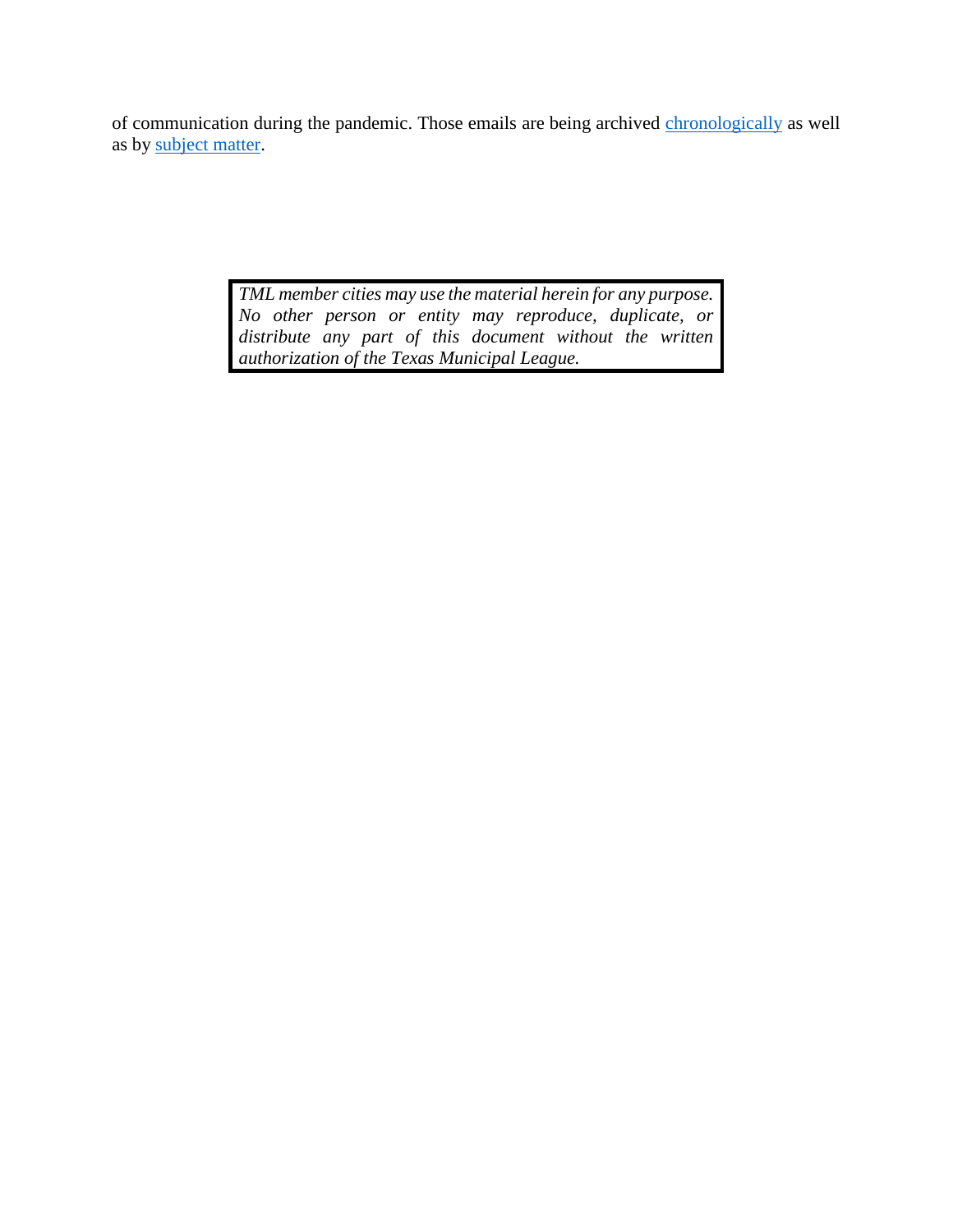of communication during the pandemic. Those emails are being archived chronologically as well as by subject matter.

> *TML member cities may use the material herein for any purpose. No other person or entity may reproduce, duplicate, or distribute any part of this document without the written authorization of the Texas Municipal League.*